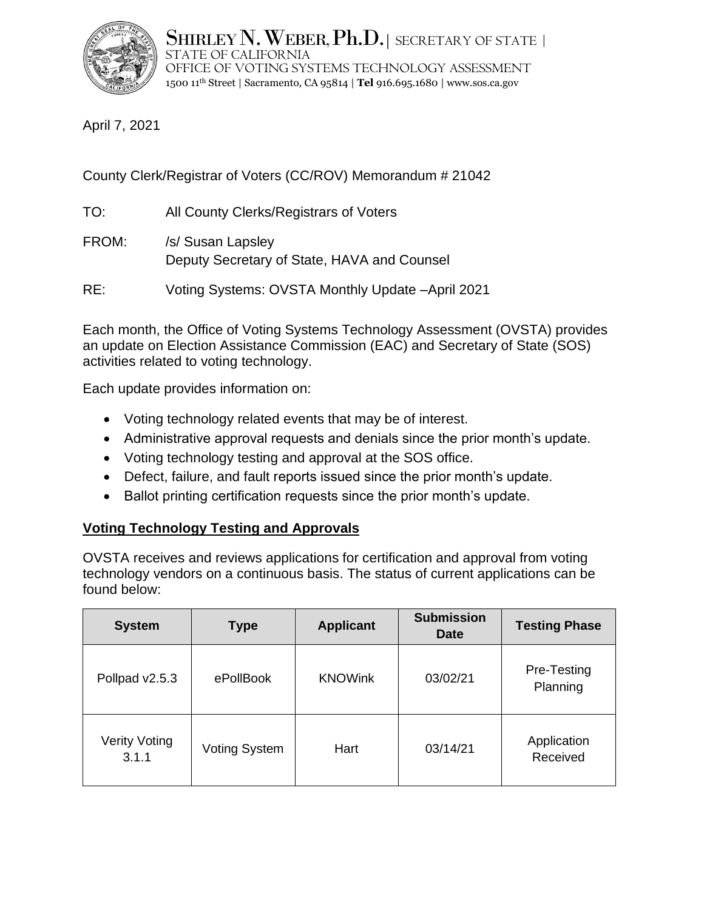SHIRLEY N. WEBER, Ph.D. | SECRETARY OF STATE |
STATE OF CALIFORNIA
OFFICE OF VOTING SYSTEMS TECHNOLOGY ASSESSMENT
1500 11th Street | Sacramento, CA 95814 | **Tel** 916.695.1680 | www.sos.ca.gov

April 7, 2021

County Clerk/Registrar of Voters (CC/ROV) Memorandum # 21042

TO: All County Clerks/Registrars of Voters

FROM: /s/ Susan Lapsley
Deputy Secretary of State, HAVA and Counsel

RE: Voting Systems: OVSTA Monthly Update –April 2021

Each month, the Office of Voting Systems Technology Assessment (OVSTA) provides an update on Election Assistance Commission (EAC) and Secretary of State (SOS) activities related to voting technology.

Each update provides information on:

- Voting technology related events that may be of interest.
- Administrative approval requests and denials since the prior month's update.
- Voting technology testing and approval at the SOS office.
- Defect, failure, and fault reports issued since the prior month's update.
- Ballot printing certification requests since the prior month's update.

## Voting Technology Testing and Approvals

OVSTA receives and reviews applications for certification and approval from voting technology vendors on a continuous basis. The status of current applications can be found below:

| System | Type | Applicant | Submission Date | Testing Phase |
|---|---|---|---|---|
| Pollpad v2.5.3 | ePollBook | KNOWink | 03/02/21 | Pre-Testing Planning |
| Verity Voting 3.1.1 | Voting System | Hart | 03/14/21 | Application Received |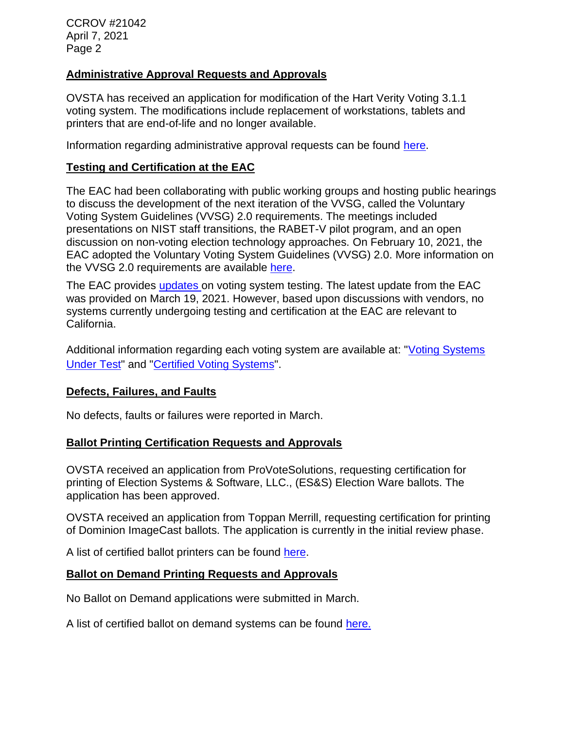## Administrative Approval Requests and Approvals

OVSTA has received an application for modification of the Hart Verity Voting 3.1.1 voting system. The modifications include replacement of workstations, tablets and printers that are end-of-life and no longer available.

Information regarding administrative approval requests can be found here.

## Testing and Certification at the EAC

The EAC had been collaborating with public working groups and hosting public hearings to discuss the development of the next iteration of the VVSG, called the Voluntary Voting System Guidelines (VVSG) 2.0 requirements. The meetings included presentations on NIST staff transitions, the RABET-V pilot program, and an open discussion on non-voting election technology approaches. On February 10, 2021, the EAC adopted the Voluntary Voting System Guidelines (VVSG) 2.0. More information on the VVSG 2.0 requirements are available here.

The EAC provides updates on voting system testing. The latest update from the EAC was provided on March 19, 2021. However, based upon discussions with vendors, no systems currently undergoing testing and certification at the EAC are relevant to California.

Additional information regarding each voting system are available at: "Voting Systems Under Test" and "Certified Voting Systems".

## Defects, Failures, and Faults

No defects, faults or failures were reported in March.

## Ballot Printing Certification Requests and Approvals

OVSTA received an application from ProVoteSolutions, requesting certification for printing of Election Systems & Software, LLC., (ES&S) Election Ware ballots. The application has been approved.

OVSTA received an application from Toppan Merrill, requesting certification for printing of Dominion ImageCast ballots. The application is currently in the initial review phase.

A list of certified ballot printers can be found here.

## Ballot on Demand Printing Requests and Approvals

No Ballot on Demand applications were submitted in March.

A list of certified ballot on demand systems can be found here.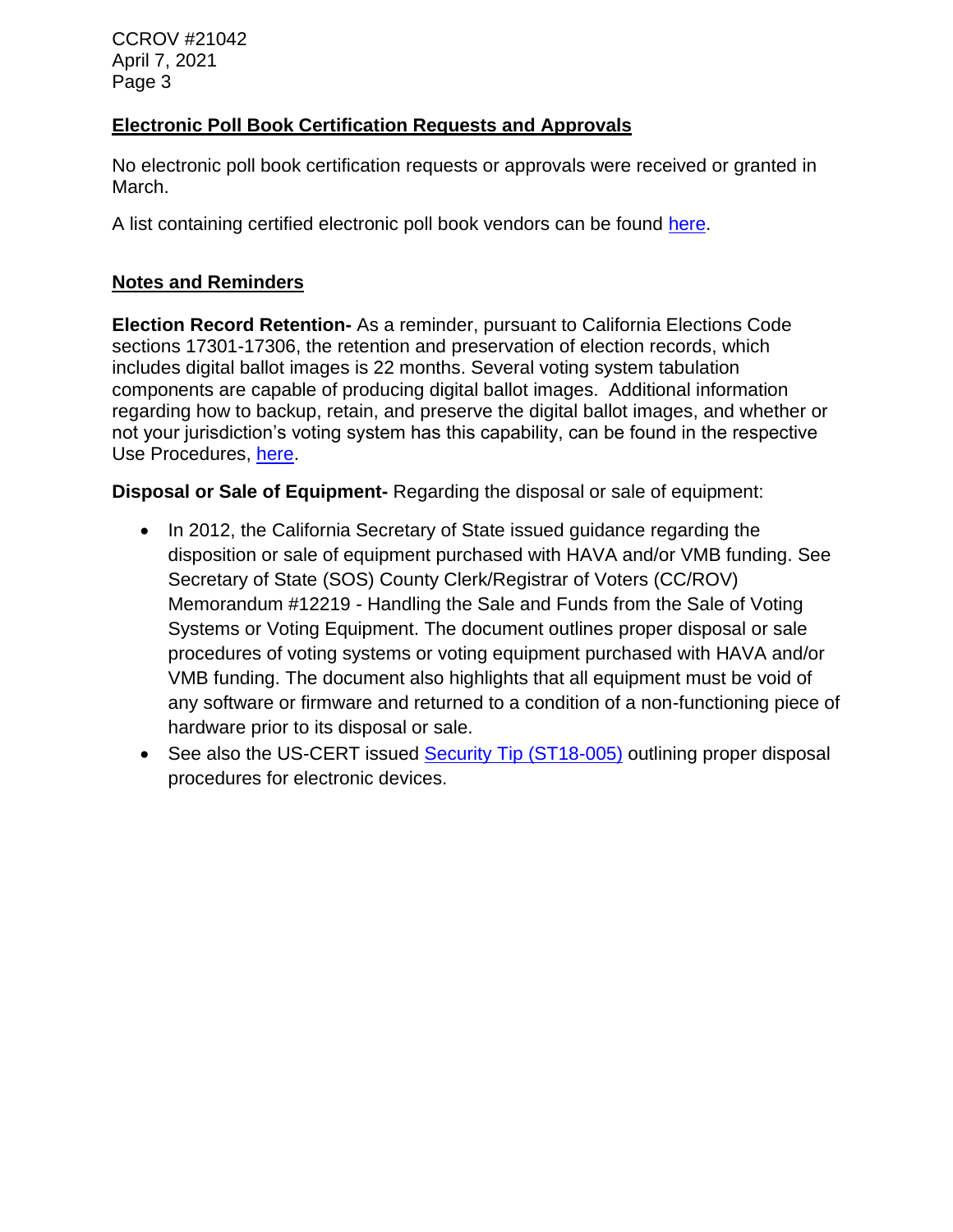## Electronic Poll Book Certification Requests and Approvals

No electronic poll book certification requests or approvals were received or granted in March.

A list containing certified electronic poll book vendors can be found here.

## Notes and Reminders

**Election Record Retention-** As a reminder, pursuant to California Elections Code sections 17301-17306, the retention and preservation of election records, which includes digital ballot images is 22 months. Several voting system tabulation components are capable of producing digital ballot images. Additional information regarding how to backup, retain, and preserve the digital ballot images, and whether or not your jurisdiction's voting system has this capability, can be found in the respective Use Procedures, here.

**Disposal or Sale of Equipment-** Regarding the disposal or sale of equipment:

- In 2012, the California Secretary of State issued guidance regarding the disposition or sale of equipment purchased with HAVA and/or VMB funding. See Secretary of State (SOS) County Clerk/Registrar of Voters (CC/ROV) Memorandum #12219 - Handling the Sale and Funds from the Sale of Voting Systems or Voting Equipment. The document outlines proper disposal or sale procedures of voting systems or voting equipment purchased with HAVA and/or VMB funding. The document also highlights that all equipment must be void of any software or firmware and returned to a condition of a non-functioning piece of hardware prior to its disposal or sale.
- See also the US-CERT issued Security Tip (ST18-005) outlining proper disposal procedures for electronic devices.